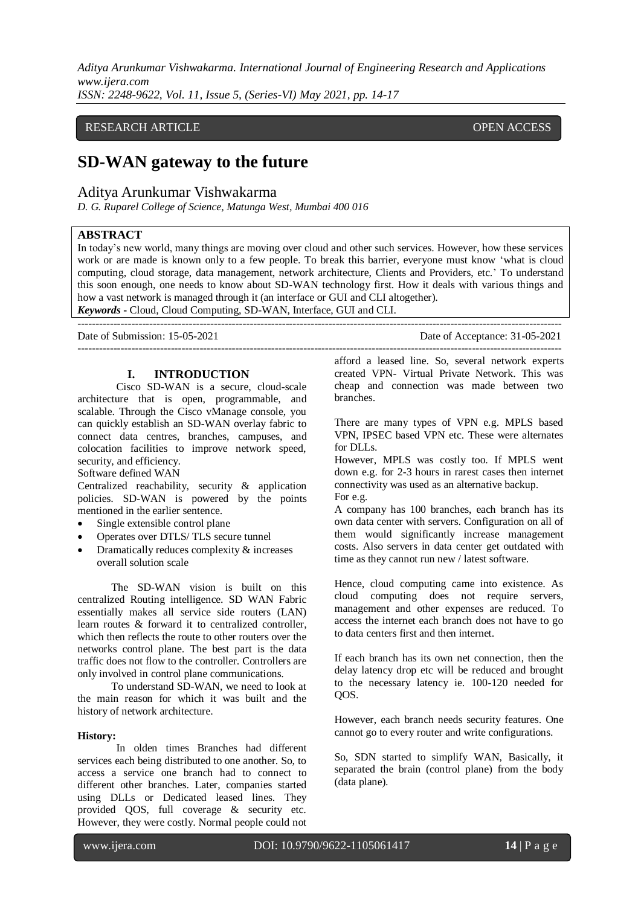RESEARCH ARTICLE OPEN ACCESS

# SD-WAN gateway to the future

Aditya Arunkumar Vishwakarma

*D. G. Ruparel College of Science, Matunga West, Mumbai 400 016*

## ABSTRACT

In today's new world, many things are moving over cloud and other such services. However, how these services work or are made is known only to a few people. To break this barrier, everyone must know 'what is cloud computing, cloud storage, data management, network architecture, Clients and Providers, etc.' To understand this soon enough, one needs to know about SD-WAN technology first. How it deals with various things and how a vast network is managed through it (an interface or GUI and CLI altogether).

***Keywords -*** Cloud, Cloud Computing, SD-WAN, Interface, GUI and CLI.

---

Date of Submission: 15-05-2021 Date of Acceptance: 31-05-2021

---

## I. INTRODUCTION

Cisco SD-WAN is a secure, cloud-scale architecture that is open, programmable, and scalable. Through the Cisco vManage console, you can quickly establish an SD-WAN overlay fabric to connect data centres, branches, campuses, and colocation facilities to improve network speed, security, and efficiency.

Software defined WAN

Centralized reachability, security & application policies. SD-WAN is powered by the points mentioned in the earlier sentence.

- Single extensible control plane
- Operates over DTLS/ TLS secure tunnel
- Dramatically reduces complexity & increases overall solution scale

The SD-WAN vision is built on this centralized Routing intelligence. SD WAN Fabric essentially makes all service side routers (LAN) learn routes & forward it to centralized controller, which then reflects the route to other routers over the networks control plane. The best part is the data traffic does not flow to the controller. Controllers are only involved in control plane communications.

To understand SD-WAN, we need to look at the main reason for which it was built and the history of network architecture.

**History:**

In olden times Branches had different services each being distributed to one another. So, to access a service one branch had to connect to different other branches. Later, companies started using DLLs or Dedicated leased lines. They provided QOS, full coverage & security etc. However, they were costly. Normal people could not afford a leased line. So, several network experts created VPN- Virtual Private Network. This was cheap and connection was made between two branches.

There are many types of VPN e.g. MPLS based VPN, IPSEC based VPN etc. These were alternates for DLLs.

However, MPLS was costly too. If MPLS went down e.g. for 2-3 hours in rarest cases then internet connectivity was used as an alternative backup.

For e.g.

A company has 100 branches, each branch has its own data center with servers. Configuration on all of them would significantly increase management costs. Also servers in data center get outdated with time as they cannot run new / latest software.

Hence, cloud computing came into existence. As cloud computing does not require servers, management and other expenses are reduced. To access the internet each branch does not have to go to data centers first and then internet.

If each branch has its own net connection, then the delay latency drop etc will be reduced and brought to the necessary latency ie. 100-120 needed for QOS.

However, each branch needs security features. One cannot go to every router and write configurations.

So, SDN started to simplify WAN, Basically, it separated the brain (control plane) from the body (data plane).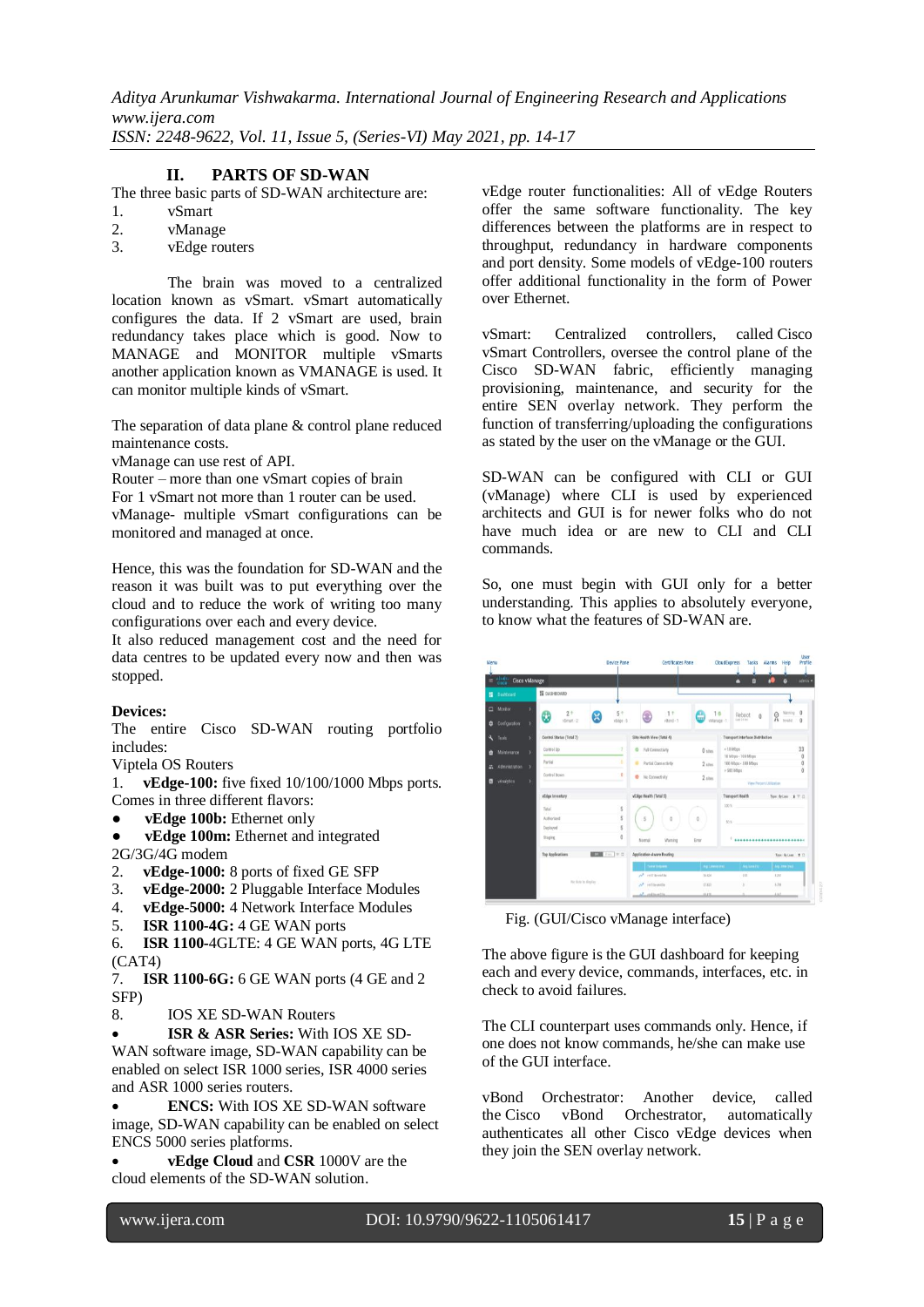## II. PARTS OF SD-WAN

The three basic parts of SD-WAN architecture are:

1. vSmart
2. vManage
3. vEdge routers

The brain was moved to a centralized location known as vSmart. vSmart automatically configures the data. If 2 vSmart are used, brain redundancy takes place which is good. Now to MANAGE and MONITOR multiple vSmarts another application known as VMANAGE is used. It can monitor multiple kinds of vSmart.

The separation of data plane & control plane reduced maintenance costs.
vManage can use rest of API.
Router – more than one vSmart copies of brain
For 1 vSmart not more than 1 router can be used.
vManage- multiple vSmart configurations can be monitored and managed at once.

Hence, this was the foundation for SD-WAN and the reason it was built was to put everything over the cloud and to reduce the work of writing too many configurations over each and every device.
It also reduced management cost and the need for data centres to be updated every now and then was stopped.

**Devices:**
The entire Cisco SD-WAN routing portfolio includes:
Viptela OS Routers

1. **vEdge-100:** five fixed 10/100/1000 Mbps ports. Comes in three different flavors:
   - **vEdge 100b:** Ethernet only
   - **vEdge 100m:** Ethernet and integrated 2G/3G/4G modem
2. **vEdge-1000:** 8 ports of fixed GE SFP
3. **vEdge-2000:** 2 Pluggable Interface Modules
4. **vEdge-5000:** 4 Network Interface Modules
5. **ISR 1100-4G:** 4 GE WAN ports
6. **ISR 1100**-4GLTE: 4 GE WAN ports, 4G LTE (CAT4)
7. **ISR 1100-6G:** 6 GE WAN ports (4 GE and 2 SFP)
8. IOS XE SD-WAN Routers

- **ISR & ASR Series:** With IOS XE SD-WAN software image, SD-WAN capability can be enabled on select ISR 1000 series, ISR 4000 series and ASR 1000 series routers.
- **ENCS:** With IOS XE SD-WAN software image, SD-WAN capability can be enabled on select ENCS 5000 series platforms.
- **vEdge Cloud** and **CSR** 1000V are the cloud elements of the SD-WAN solution.

vEdge router functionalities: All of vEdge Routers offer the same software functionality. The key differences between the platforms are in respect to throughput, redundancy in hardware components and port density. Some models of vEdge-100 routers offer additional functionality in the form of Power over Ethernet.

vSmart: Centralized controllers, called Cisco vSmart Controllers, oversee the control plane of the Cisco SD-WAN fabric, efficiently managing provisioning, maintenance, and security for the entire SEN overlay network. They perform the function of transferring/uploading the configurations as stated by the user on the vManage or the GUI.

SD-WAN can be configured with CLI or GUI (vManage) where CLI is used by experienced architects and GUI is for newer folks who do not have much idea or are new to CLI and CLI commands.

So, one must begin with GUI only for a better understanding. This applies to absolutely everyone, to know what the features of SD-WAN are.

Fig. (GUI/Cisco vManage interface)

The above figure is the GUI dashboard for keeping each and every device, commands, interfaces, etc. in check to avoid failures.

The CLI counterpart uses commands only. Hence, if one does not know commands, he/she can make use of the GUI interface.

vBond Orchestrator: Another device, called the Cisco vBond Orchestrator, automatically authenticates all other Cisco vEdge devices when they join the SEN overlay network.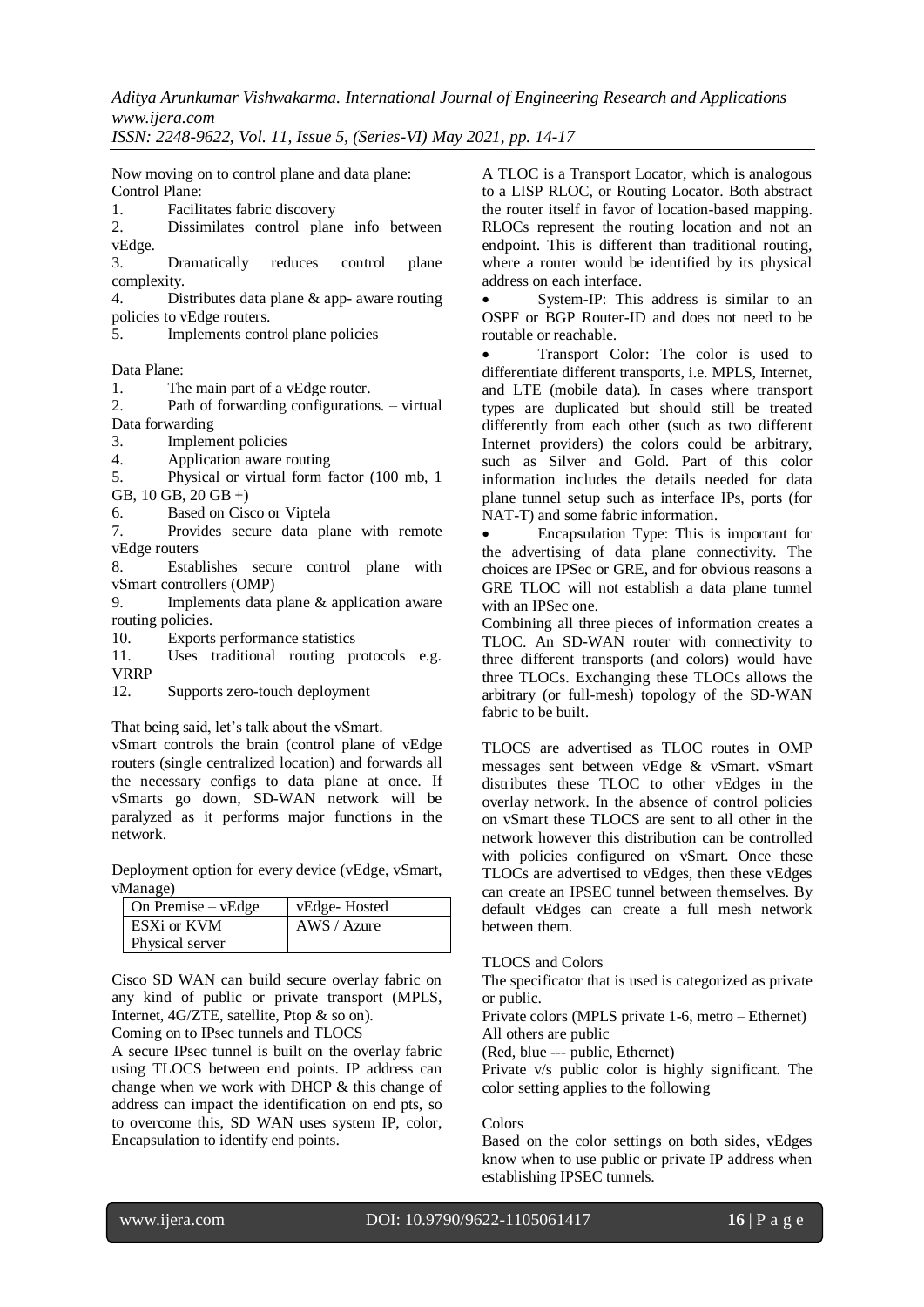Now moving on to control plane and data plane:

Control Plane:

1. Facilitates fabric discovery
2. Dissimilates control plane info between vEdge.
3. Dramatically reduces control plane complexity.
4. Distributes data plane & app- aware routing policies to vEdge routers.
5. Implements control plane policies

Data Plane:

1. The main part of a vEdge router.
2. Path of forwarding configurations. – virtual Data forwarding
3. Implement policies
4. Application aware routing
5. Physical or virtual form factor (100 mb, 1 GB, 10 GB, 20 GB +)
6. Based on Cisco or Viptela
7. Provides secure data plane with remote vEdge routers
8. Establishes secure control plane with vSmart controllers (OMP)
9. Implements data plane & application aware routing policies.
10. Exports performance statistics
11. Uses traditional routing protocols e.g. VRRP
12. Supports zero-touch deployment

That being said, let's talk about the vSmart.

vSmart controls the brain (control plane of vEdge routers (single centralized location) and forwards all the necessary configs to data plane at once. If vSmarts go down, SD-WAN network will be paralyzed as it performs major functions in the network.

Deployment option for every device (vEdge, vSmart, vManage)

| On Premise – vEdge | vEdge- Hosted |
|---|---|
| ESXi or KVM<br>Physical server | AWS / Azure |

Cisco SD WAN can build secure overlay fabric on any kind of public or private transport (MPLS, Internet, 4G/ZTE, satellite, Ptop & so on).

Coming on to IPsec tunnels and TLOCS

A secure IPsec tunnel is built on the overlay fabric using TLOCS between end points. IP address can change when we work with DHCP & this change of address can impact the identification on end pts, so to overcome this, SD WAN uses system IP, color, Encapsulation to identify end points.

A TLOC is a Transport Locator, which is analogous to a LISP RLOC, or Routing Locator. Both abstract the router itself in favor of location-based mapping. RLOCs represent the routing location and not an endpoint. This is different than traditional routing, where a router would be identified by its physical address on each interface.

- System-IP: This address is similar to an OSPF or BGP Router-ID and does not need to be routable or reachable.
- Transport Color: The color is used to differentiate different transports, i.e. MPLS, Internet, and LTE (mobile data). In cases where transport types are duplicated but should still be treated differently from each other (such as two different Internet providers) the colors could be arbitrary, such as Silver and Gold. Part of this color information includes the details needed for data plane tunnel setup such as interface IPs, ports (for NAT-T) and some fabric information.
- Encapsulation Type: This is important for the advertising of data plane connectivity. The choices are IPSec or GRE, and for obvious reasons a GRE TLOC will not establish a data plane tunnel with an IPSec one.

Combining all three pieces of information creates a TLOC. An SD-WAN router with connectivity to three different transports (and colors) would have three TLOCs. Exchanging these TLOCs allows the arbitrary (or full-mesh) topology of the SD-WAN fabric to be built.

TLOCS are advertised as TLOC routes in OMP messages sent between vEdge & vSmart. vSmart distributes these TLOC to other vEdges in the overlay network. In the absence of control policies on vSmart these TLOCS are sent to all other in the network however this distribution can be controlled with policies configured on vSmart. Once these TLOCs are advertised to vEdges, then these vEdges can create an IPSEC tunnel between themselves. By default vEdges can create a full mesh network between them.

TLOCS and Colors

The specificator that is used is categorized as private or public.

Private colors (MPLS private 1-6, metro – Ethernet)

All others are public

(Red, blue --- public, Ethernet)

Private v/s public color is highly significant. The color setting applies to the following

Colors

Based on the color settings on both sides, vEdges know when to use public or private IP address when establishing IPSEC tunnels.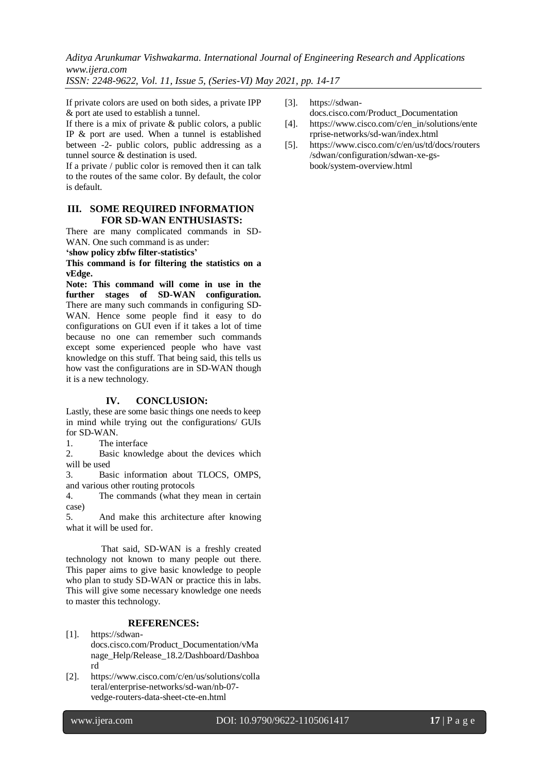If private colors are used on both sides, a private IPP & port ate used to establish a tunnel.

If there is a mix of private & public colors, a public IP & port are used. When a tunnel is established between -2- public colors, public addressing as a tunnel source & destination is used.

If a private / public color is removed then it can talk to the routes of the same color. By default, the color is default.

## III. SOME REQUIRED INFORMATION FOR SD-WAN ENTHUSIASTS:

There are many complicated commands in SD-WAN. One such command is as under:

**'show policy zbfw filter-statistics'**

**This command is for filtering the statistics on a vEdge.**

**Note: This command will come in use in the further stages of SD-WAN configuration.** There are many such commands in configuring SD-WAN. Hence some people find it easy to do configurations on GUI even if it takes a lot of time because no one can remember such commands except some experienced people who have vast knowledge on this stuff. That being said, this tells us how vast the configurations are in SD-WAN though it is a new technology.

## IV. CONCLUSION:

Lastly, these are some basic things one needs to keep in mind while trying out the configurations/ GUIs for SD-WAN.

1. The interface
2. Basic knowledge about the devices which will be used
3. Basic information about TLOCS, OMPS, and various other routing protocols
4. The commands (what they mean in certain case)
5. And make this architecture after knowing what it will be used for.

That said, SD-WAN is a freshly created technology not known to many people out there. This paper aims to give basic knowledge to people who plan to study SD-WAN or practice this in labs. This will give some necessary knowledge one needs to master this technology.

## REFERENCES:

[1]. https://sdwan-docs.cisco.com/Product_Documentation/vManage_Help/Release_18.2/Dashboard/Dashboard

[2]. https://www.cisco.com/c/en/us/solutions/collateral/enterprise-networks/sd-wan/nb-07-vedge-routers-data-sheet-cte-en.html

[3]. https://sdwan-docs.cisco.com/Product_Documentation

[4]. https://www.cisco.com/c/en_in/solutions/enterprise-networks/sd-wan/index.html

[5]. https://www.cisco.com/c/en/us/td/docs/routers/sdwan/configuration/sdwan-xe-gs-book/system-overview.html